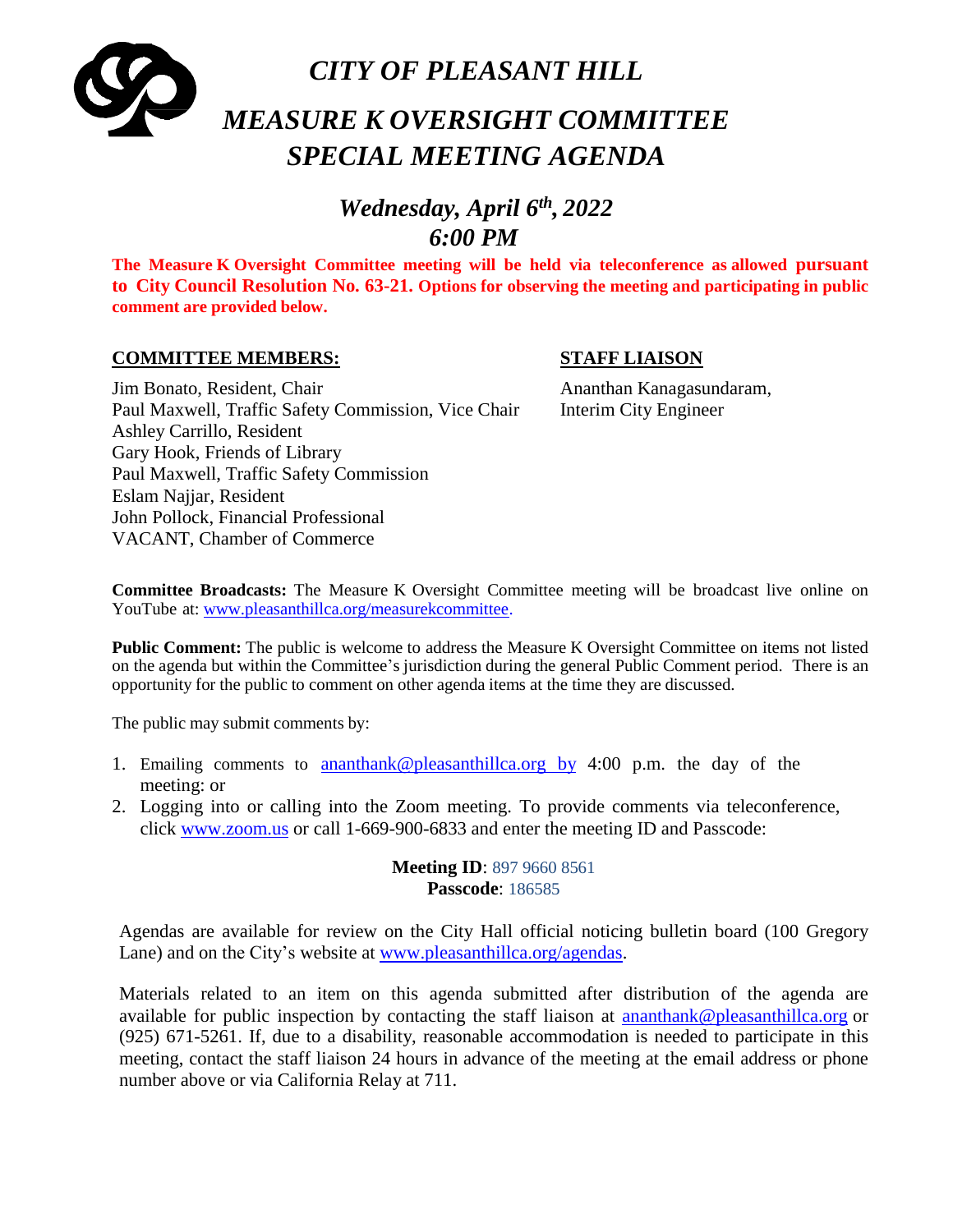# *CITY OF PLEASANT HILL*

# *MEASURE K OVERSIGHT COMMITTEE SPECIAL MEETING AGENDA*

## *Wednesday, April 6th, 2022*
## *6:00 PM*

**The Measure K Oversight Committee meeting will be held via teleconference as allowed pursuant to City Council Resolution No. 63-21. Options for observing the meeting and participating in public comment are provided below.**

**COMMITTEE MEMBERS:**

Jim Bonato, Resident, Chair
Paul Maxwell, Traffic Safety Commission, Vice Chair
Ashley Carrillo, Resident
Gary Hook, Friends of Library
Paul Maxwell, Traffic Safety Commission
Eslam Najjar, Resident
John Pollock, Financial Professional
VACANT, Chamber of Commerce

**STAFF LIAISON**

Ananthan Kanagasundaram,
Interim City Engineer

**Committee Broadcasts:** The Measure K Oversight Committee meeting will be broadcast live online on YouTube at: www.pleasanthillca.org/measurekcommittee.

**Public Comment:** The public is welcome to address the Measure K Oversight Committee on items not listed on the agenda but within the Committee's jurisdiction during the general Public Comment period. There is an opportunity for the public to comment on other agenda items at the time they are discussed.

The public may submit comments by:

1. Emailing comments to ananthank@pleasanthillca.org by 4:00 p.m. the day of the meeting: or
2. Logging into or calling into the Zoom meeting. To provide comments via teleconference, click www.zoom.us or call 1-669-900-6833 and enter the meeting ID and Passcode:

**Meeting ID**: 897 9660 8561
**Passcode**: 186585

Agendas are available for review on the City Hall official noticing bulletin board (100 Gregory Lane) and on the City's website at www.pleasanthillca.org/agendas.

Materials related to an item on this agenda submitted after distribution of the agenda are available for public inspection by contacting the staff liaison at ananthank@pleasanthillca.org or (925) 671-5261. If, due to a disability, reasonable accommodation is needed to participate in this meeting, contact the staff liaison 24 hours in advance of the meeting at the email address or phone number above or via California Relay at 711.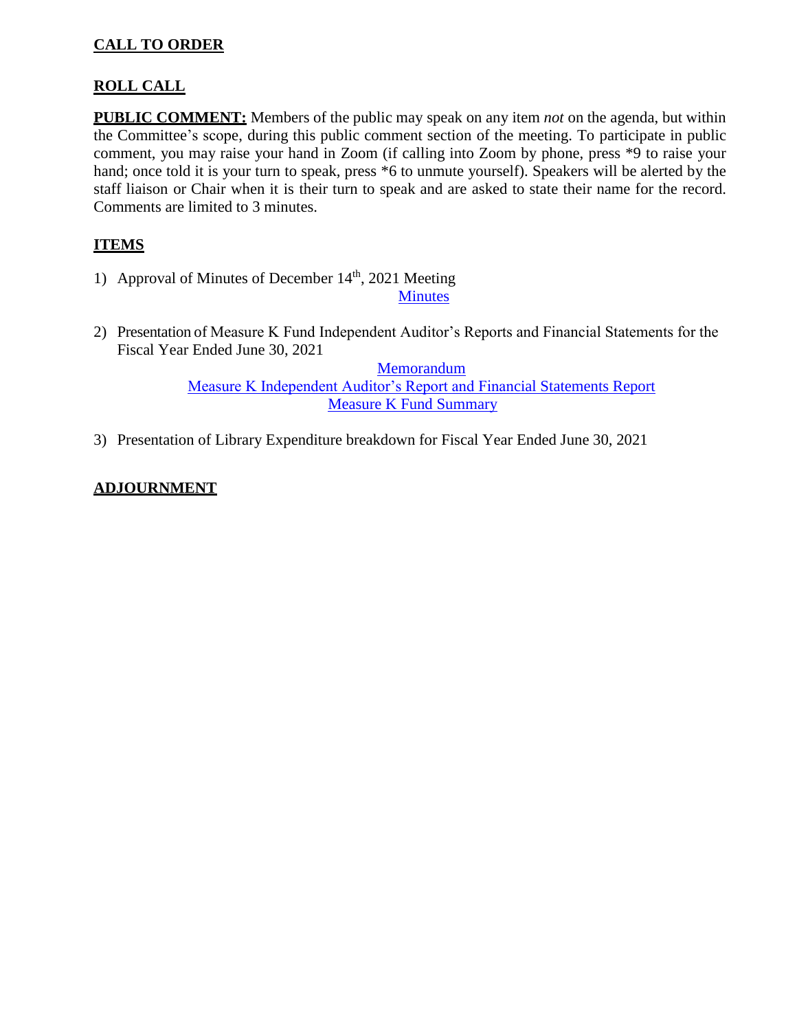## CALL TO ORDER

## ROLL CALL

**PUBLIC COMMENT:** Members of the public may speak on any item *not* on the agenda, but within the Committee's scope, during this public comment section of the meeting. To participate in public comment, you may raise your hand in Zoom (if calling into Zoom by phone, press *9 to raise your hand; once told it is your turn to speak, press *6 to unmute yourself). Speakers will be alerted by the staff liaison or Chair when it is their turn to speak and are asked to state their name for the record. Comments are limited to 3 minutes.

## ITEMS

1) Approval of Minutes of December 14th, 2021 Meeting

   Minutes

2) Presentation of Measure K Fund Independent Auditor's Reports and Financial Statements for the Fiscal Year Ended June 30, 2021

   Memorandum
   Measure K Independent Auditor's Report and Financial Statements Report
   Measure K Fund Summary

3) Presentation of Library Expenditure breakdown for Fiscal Year Ended June 30, 2021

## ADJOURNMENT